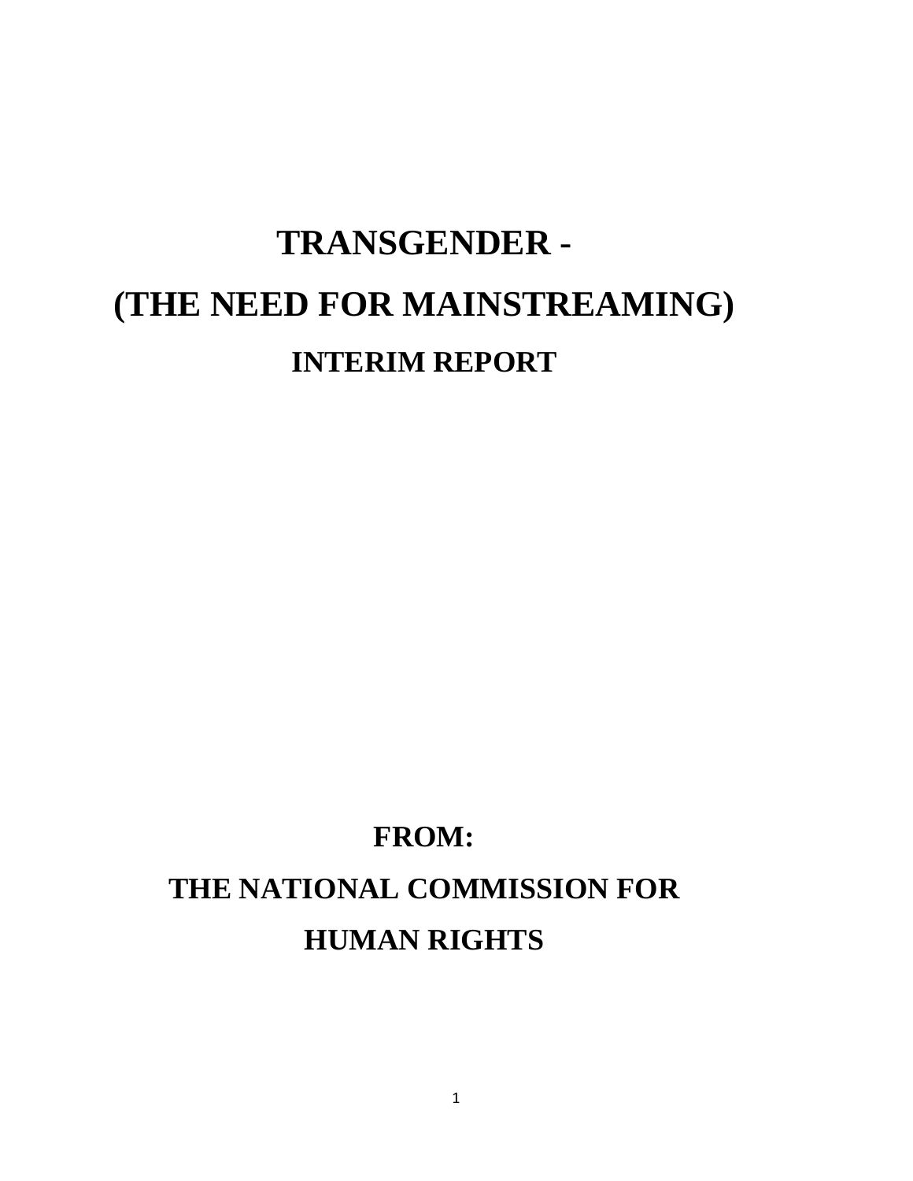# TRANSGENDER -

# (THE NEED FOR MAINSTREAMING)

## INTERIM REPORT

**FROM:**

**THE NATIONAL COMMISSION FOR HUMAN RIGHTS**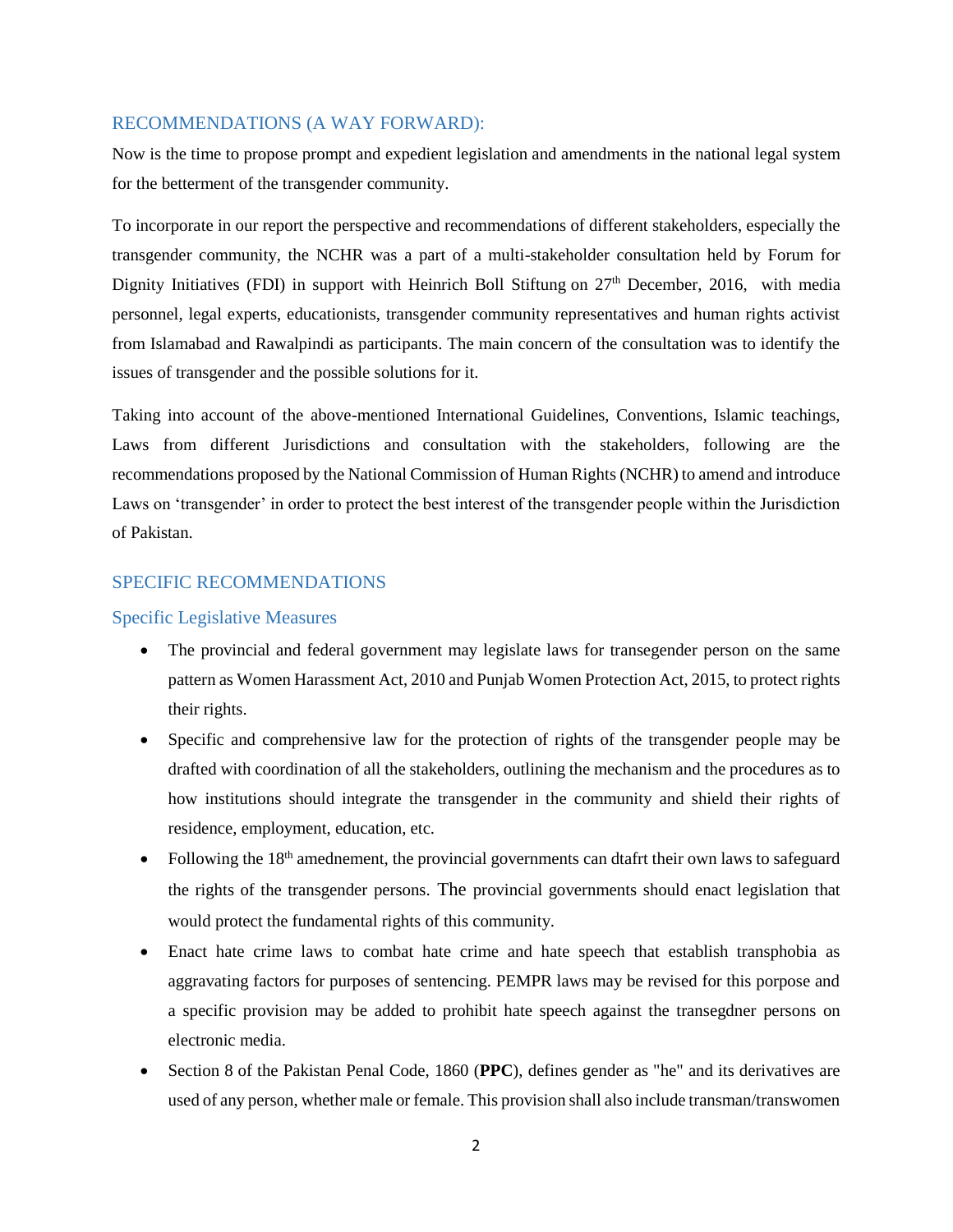## RECOMMENDATIONS (A WAY FORWARD):

Now is the time to propose prompt and expedient legislation and amendments in the national legal system for the betterment of the transgender community.

To incorporate in our report the perspective and recommendations of different stakeholders, especially the transgender community, the NCHR was a part of a multi-stakeholder consultation held by Forum for Dignity Initiatives (FDI) in support with Heinrich Boll Stiftung on 27th December, 2016, with media personnel, legal experts, educationists, transgender community representatives and human rights activist from Islamabad and Rawalpindi as participants. The main concern of the consultation was to identify the issues of transgender and the possible solutions for it.

Taking into account of the above-mentioned International Guidelines, Conventions, Islamic teachings, Laws from different Jurisdictions and consultation with the stakeholders, following are the recommendations proposed by the National Commission of Human Rights (NCHR) to amend and introduce Laws on 'transgender' in order to protect the best interest of the transgender people within the Jurisdiction of Pakistan.

## SPECIFIC RECOMMENDATIONS

### Specific Legislative Measures

- The provincial and federal government may legislate laws for transegender person on the same pattern as Women Harassment Act, 2010 and Punjab Women Protection Act, 2015, to protect rights their rights.
- Specific and comprehensive law for the protection of rights of the transgender people may be drafted with coordination of all the stakeholders, outlining the mechanism and the procedures as to how institutions should integrate the transgender in the community and shield their rights of residence, employment, education, etc.
- Following the 18th amednement, the provincial governments can dtafrt their own laws to safeguard the rights of the transgender persons. The provincial governments should enact legislation that would protect the fundamental rights of this community.
- Enact hate crime laws to combat hate crime and hate speech that establish transphobia as aggravating factors for purposes of sentencing. PEMPR laws may be revised for this porpose and a specific provision may be added to prohibit hate speech against the transegdner persons on electronic media.
- Section 8 of the Pakistan Penal Code, 1860 (**PPC**), defines gender as "he" and its derivatives are used of any person, whether male or female. This provision shall also include transman/transwomen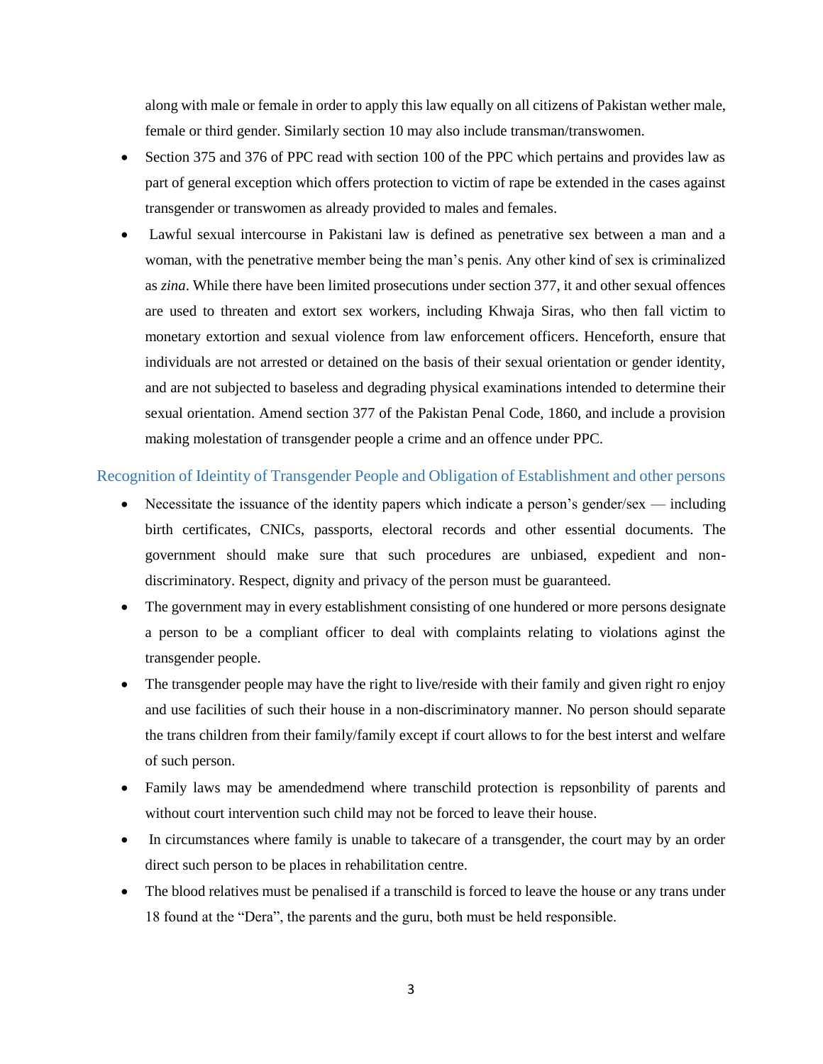along with male or female in order to apply this law equally on all citizens of Pakistan wether male, female or third gender. Similarly section 10 may also include transman/transwomen.

- Section 375 and 376 of PPC read with section 100 of the PPC which pertains and provides law as part of general exception which offers protection to victim of rape be extended in the cases against transgender or transwomen as already provided to males and females.
- Lawful sexual intercourse in Pakistani law is defined as penetrative sex between a man and a woman, with the penetrative member being the man's penis. Any other kind of sex is criminalized as *zina*. While there have been limited prosecutions under section 377, it and other sexual offences are used to threaten and extort sex workers, including Khwaja Siras, who then fall victim to monetary extortion and sexual violence from law enforcement officers. Henceforth, ensure that individuals are not arrested or detained on the basis of their sexual orientation or gender identity, and are not subjected to baseless and degrading physical examinations intended to determine their sexual orientation. Amend section 377 of the Pakistan Penal Code, 1860, and include a provision making molestation of transgender people a crime and an offence under PPC.

## Recognition of Ideintity of Transgender People and Obligation of Establishment and other persons

- Necessitate the issuance of the identity papers which indicate a person's gender/sex — including birth certificates, CNICs, passports, electoral records and other essential documents. The government should make sure that such procedures are unbiased, expedient and non-discriminatory. Respect, dignity and privacy of the person must be guaranteed.
- The government may in every establishment consisting of one hundered or more persons designate a person to be a compliant officer to deal with complaints relating to violations aginst the transgender people.
- The transgender people may have the right to live/reside with their family and given right ro enjoy and use facilities of such their house in a non-discriminatory manner. No person should separate the trans children from their family/family except if court allows to for the best interst and welfare of such person.
- Family laws may be amendedmend where transchild protection is repsonbility of parents and without court intervention such child may not be forced to leave their house.
- In circumstances where family is unable to takecare of a transgender, the court may by an order direct such person to be places in rehabilitation centre.
- The blood relatives must be penalised if a transchild is forced to leave the house or any trans under 18 found at the "Dera", the parents and the guru, both must be held responsible.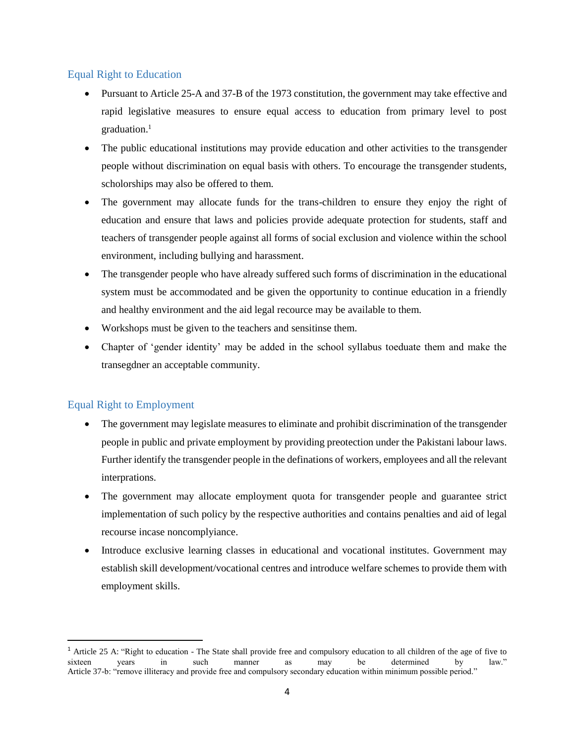## Equal Right to Education

- Pursuant to Article 25-A and 37-B of the 1973 constitution, the government may take effective and rapid legislative measures to ensure equal access to education from primary level to post graduation.[1]
- The public educational institutions may provide education and other activities to the transgender people without discrimination on equal basis with others. To encourage the transgender students, scholorships may also be offered to them.
- The government may allocate funds for the trans-children to ensure they enjoy the right of education and ensure that laws and policies provide adequate protection for students, staff and teachers of transgender people against all forms of social exclusion and violence within the school environment, including bullying and harassment.
- The transgender people who have already suffered such forms of discrimination in the educational system must be accommodated and be given the opportunity to continue education in a friendly and healthy environment and the aid legal recource may be available to them.
- Workshops must be given to the teachers and sensitinse them.
- Chapter of 'gender identity' may be added in the school syllabus toeduate them and make the transegdner an acceptable community.

## Equal Right to Employment

- The government may legislate measures to eliminate and prohibit discrimination of the transgender people in public and private employment by providing preotection under the Pakistani labour laws. Further identify the transgender people in the definations of workers, employees and all the relevant interprations.
- The government may allocate employment quota for transgender people and guarantee strict implementation of such policy by the respective authorities and contains penalties and aid of legal recourse incase noncomplyiance.
- Introduce exclusive learning classes in educational and vocational institutes. Government may establish skill development/vocational centres and introduce welfare schemes to provide them with employment skills.

---

[1] Article 25 A: "Right to education - The State shall provide free and compulsory education to all children of the age of five to sixteen years in such manner as may be determined by law."
Article 37-b: "remove illiteracy and provide free and compulsory secondary education within minimum possible period."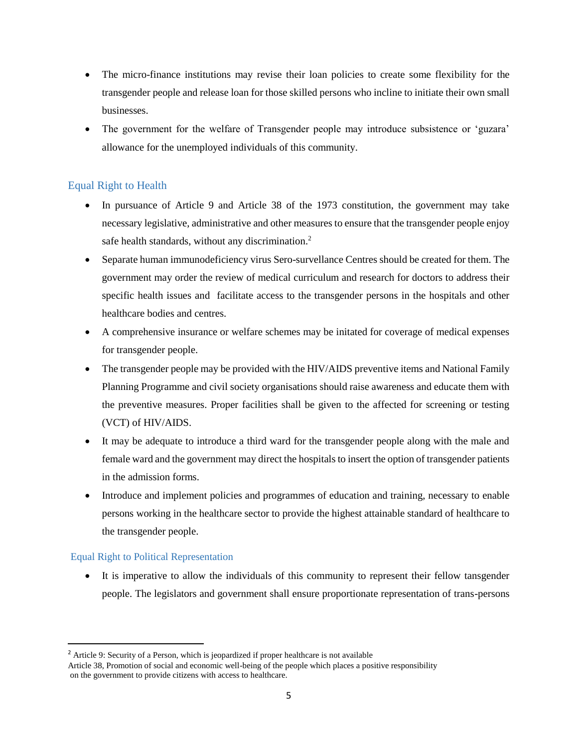- The micro-finance institutions may revise their loan policies to create some flexibility for the transgender people and release loan for those skilled persons who incline to initiate their own small businesses.
- The government for the welfare of Transgender people may introduce subsistence or 'guzara' allowance for the unemployed individuals of this community.

## Equal Right to Health

- In pursuance of Article 9 and Article 38 of the 1973 constitution, the government may take necessary legislative, administrative and other measures to ensure that the transgender people enjoy safe health standards, without any discrimination.[2]
- Separate human immunodeficiency virus Sero-survellance Centres should be created for them. The government may order the review of medical curriculum and research for doctors to address their specific health issues and facilitate access to the transgender persons in the hospitals and other healthcare bodies and centres.
- A comprehensive insurance or welfare schemes may be initated for coverage of medical expenses for transgender people.
- The transgender people may be provided with the HIV/AIDS preventive items and National Family Planning Programme and civil society organisations should raise awareness and educate them with the preventive measures. Proper facilities shall be given to the affected for screening or testing (VCT) of HIV/AIDS.
- It may be adequate to introduce a third ward for the transgender people along with the male and female ward and the government may direct the hospitals to insert the option of transgender patients in the admission forms.
- Introduce and implement policies and programmes of education and training, necessary to enable persons working in the healthcare sector to provide the highest attainable standard of healthcare to the transgender people.

## Equal Right to Political Representation

- It is imperative to allow the individuals of this community to represent their fellow tansgender people. The legislators and government shall ensure proportionate representation of trans-persons

---

[2] Article 9: Security of a Person, which is jeopardized if proper healthcare is not available
Article 38, Promotion of social and economic well-being of the people which places a positive responsibility on the government to provide citizens with access to healthcare.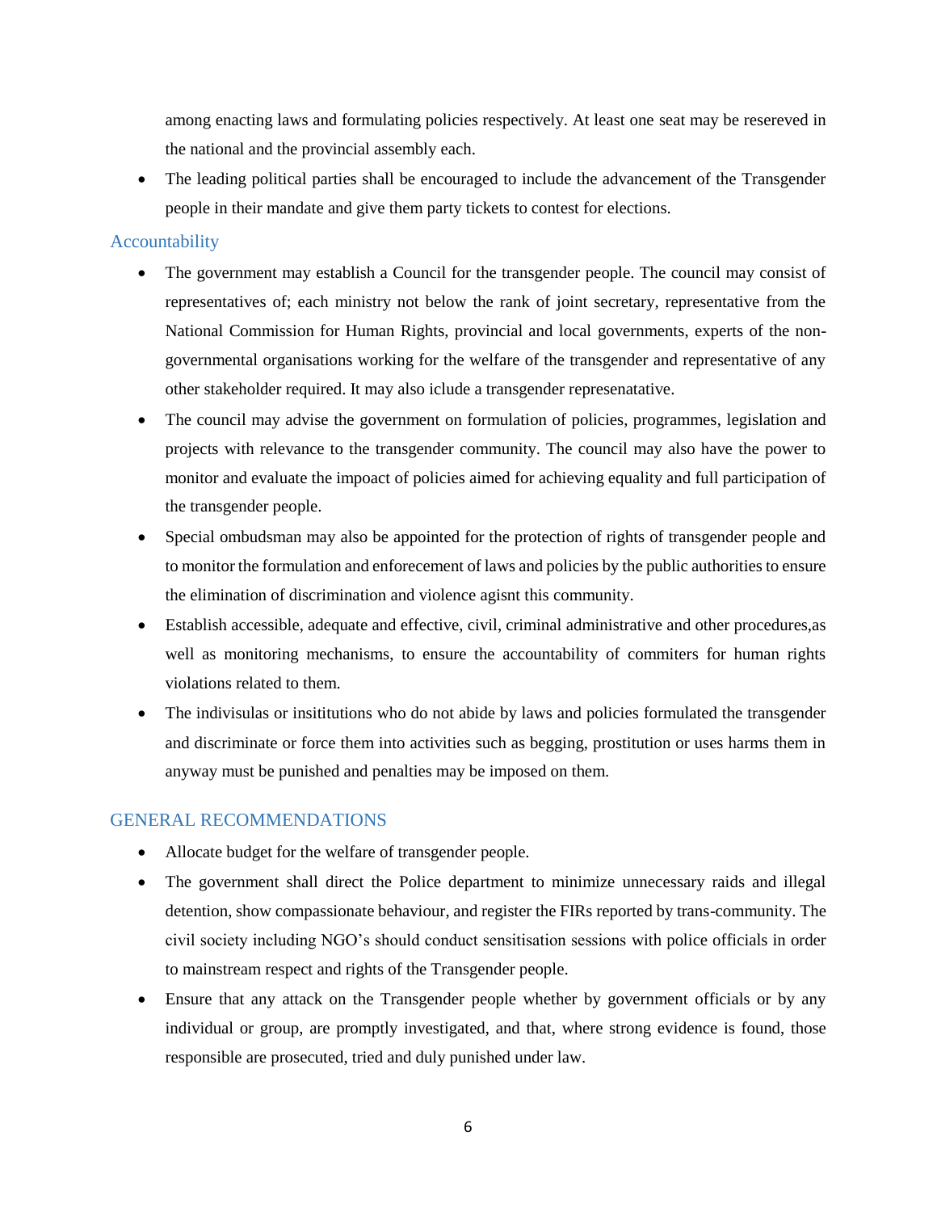among enacting laws and formulating policies respectively. At least one seat may be resereved in the national and the provincial assembly each.

- The leading political parties shall be encouraged to include the advancement of the Transgender people in their mandate and give them party tickets to contest for elections.

### Accountability

- The government may establish a Council for the transgender people. The council may consist of representatives of; each ministry not below the rank of joint secretary, representative from the National Commission for Human Rights, provincial and local governments, experts of the non-governmental organisations working for the welfare of the transgender and representative of any other stakeholder required. It may also iclude a transgender represenatative.
- The council may advise the government on formulation of policies, programmes, legislation and projects with relevance to the transgender community. The council may also have the power to monitor and evaluate the impoact of policies aimed for achieving equality and full participation of the transgender people.
- Special ombudsman may also be appointed for the protection of rights of transgender people and to monitor the formulation and enforecement of laws and policies by the public authorities to ensure the elimination of discrimination and violence agisnt this community.
- Establish accessible, adequate and effective, civil, criminal administrative and other procedures,as well as monitoring mechanisms, to ensure the accountability of commiters for human rights violations related to them.
- The indivisulas or insititutions who do not abide by laws and policies formulated the transgender and discriminate or force them into activities such as begging, prostitution or uses harms them in anyway must be punished and penalties may be imposed on them.

## GENERAL RECOMMENDATIONS

- Allocate budget for the welfare of transgender people.
- The government shall direct the Police department to minimize unnecessary raids and illegal detention, show compassionate behaviour, and register the FIRs reported by trans-community. The civil society including NGO's should conduct sensitisation sessions with police officials in order to mainstream respect and rights of the Transgender people.
- Ensure that any attack on the Transgender people whether by government officials or by any individual or group, are promptly investigated, and that, where strong evidence is found, those responsible are prosecuted, tried and duly punished under law.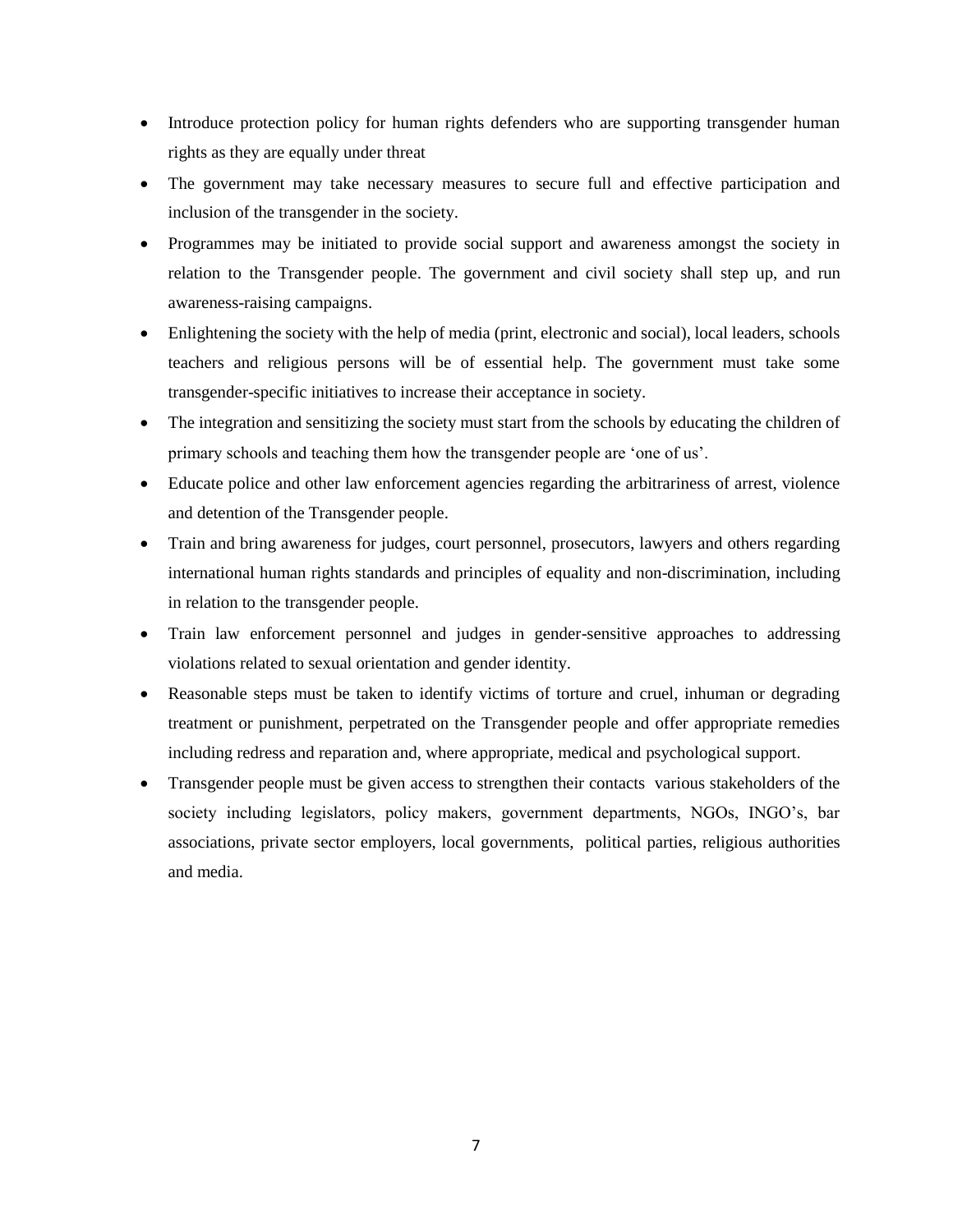- Introduce protection policy for human rights defenders who are supporting transgender human rights as they are equally under threat
- The government may take necessary measures to secure full and effective participation and inclusion of the transgender in the society.
- Programmes may be initiated to provide social support and awareness amongst the society in relation to the Transgender people. The government and civil society shall step up, and run awareness-raising campaigns.
- Enlightening the society with the help of media (print, electronic and social), local leaders, schools teachers and religious persons will be of essential help. The government must take some transgender-specific initiatives to increase their acceptance in society.
- The integration and sensitizing the society must start from the schools by educating the children of primary schools and teaching them how the transgender people are 'one of us'.
- Educate police and other law enforcement agencies regarding the arbitrariness of arrest, violence and detention of the Transgender people.
- Train and bring awareness for judges, court personnel, prosecutors, lawyers and others regarding international human rights standards and principles of equality and non-discrimination, including in relation to the transgender people.
- Train law enforcement personnel and judges in gender-sensitive approaches to addressing violations related to sexual orientation and gender identity.
- Reasonable steps must be taken to identify victims of torture and cruel, inhuman or degrading treatment or punishment, perpetrated on the Transgender people and offer appropriate remedies including redress and reparation and, where appropriate, medical and psychological support.
- Transgender people must be given access to strengthen their contacts various stakeholders of the society including legislators, policy makers, government departments, NGOs, INGO's, bar associations, private sector employers, local governments, political parties, religious authorities and media.